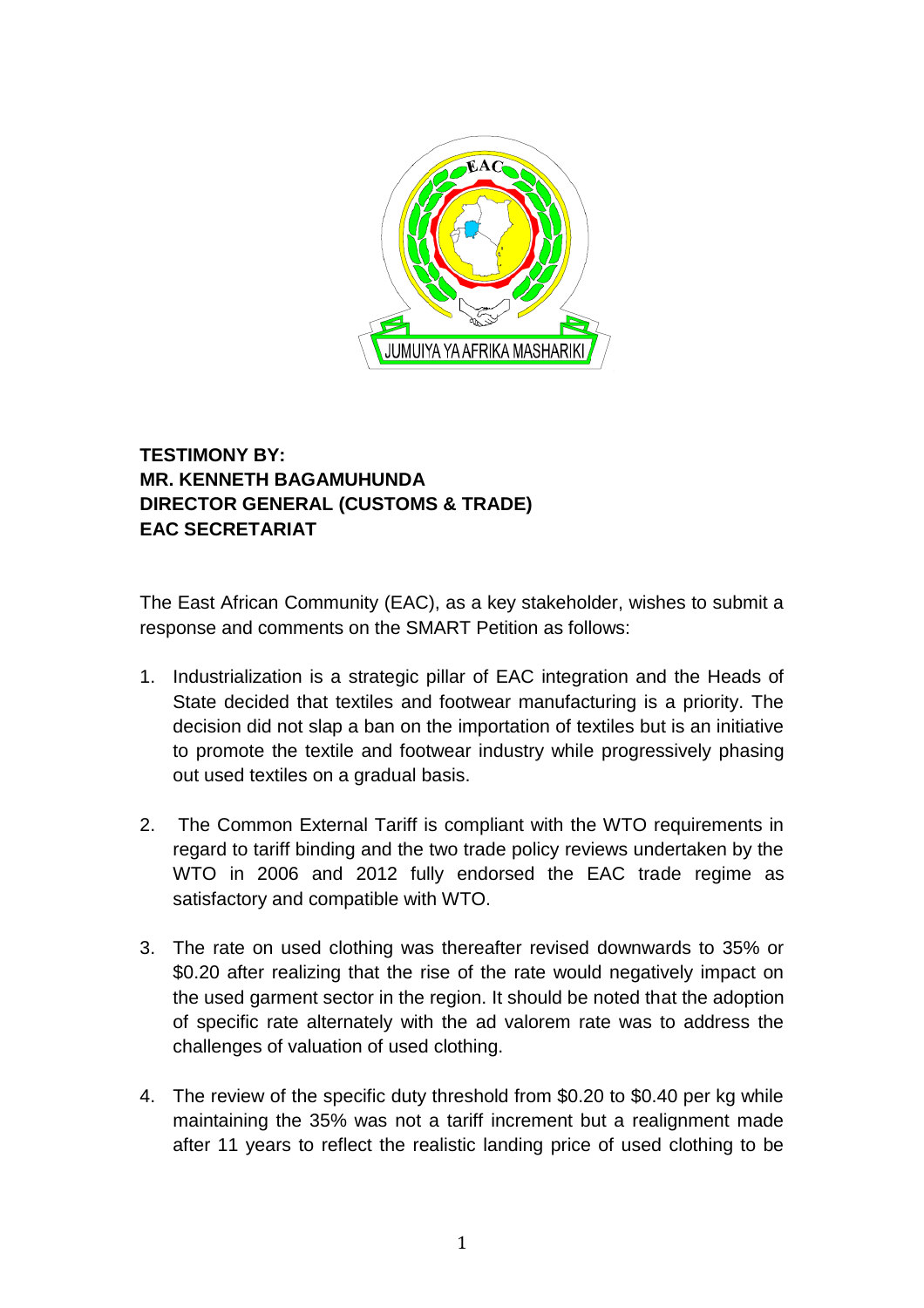**TESTIMONY BY:**
**MR. KENNETH BAGAMUHUNDA**
**DIRECTOR GENERAL (CUSTOMS & TRADE)**
**EAC SECRETARIAT**

The East African Community (EAC), as a key stakeholder, wishes to submit a response and comments on the SMART Petition as follows:

1. Industrialization is a strategic pillar of EAC integration and the Heads of State decided that textiles and footwear manufacturing is a priority. The decision did not slap a ban on the importation of textiles but is an initiative to promote the textile and footwear industry while progressively phasing out used textiles on a gradual basis.

2. The Common External Tariff is compliant with the WTO requirements in regard to tariff binding and the two trade policy reviews undertaken by the WTO in 2006 and 2012 fully endorsed the EAC trade regime as satisfactory and compatible with WTO.

3. The rate on used clothing was thereafter revised downwards to 35% or $0.20 after realizing that the rise of the rate would negatively impact on the used garment sector in the region. It should be noted that the adoption of specific rate alternately with the ad valorem rate was to address the challenges of valuation of used clothing.

4. The review of the specific duty threshold from $0.20 to $0.40 per kg while maintaining the 35% was not a tariff increment but a realignment made after 11 years to reflect the realistic landing price of used clothing to be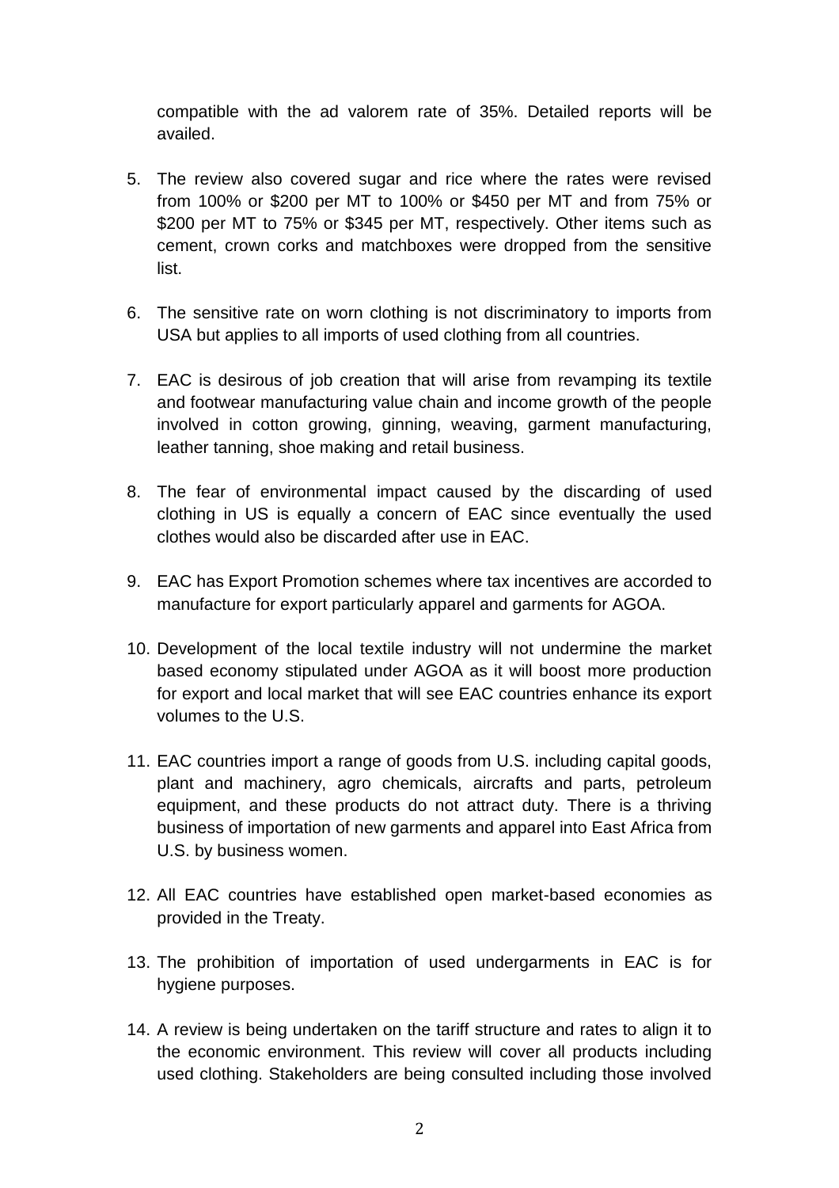compatible with the ad valorem rate of 35%. Detailed reports will be availed.

5. The review also covered sugar and rice where the rates were revised from 100% or $200 per MT to 100% or $450 per MT and from 75% or $200 per MT to 75% or $345 per MT, respectively. Other items such as cement, crown corks and matchboxes were dropped from the sensitive list.

6. The sensitive rate on worn clothing is not discriminatory to imports from USA but applies to all imports of used clothing from all countries.

7. EAC is desirous of job creation that will arise from revamping its textile and footwear manufacturing value chain and income growth of the people involved in cotton growing, ginning, weaving, garment manufacturing, leather tanning, shoe making and retail business.

8. The fear of environmental impact caused by the discarding of used clothing in US is equally a concern of EAC since eventually the used clothes would also be discarded after use in EAC.

9. EAC has Export Promotion schemes where tax incentives are accorded to manufacture for export particularly apparel and garments for AGOA.

10. Development of the local textile industry will not undermine the market based economy stipulated under AGOA as it will boost more production for export and local market that will see EAC countries enhance its export volumes to the U.S.

11. EAC countries import a range of goods from U.S. including capital goods, plant and machinery, agro chemicals, aircrafts and parts, petroleum equipment, and these products do not attract duty. There is a thriving business of importation of new garments and apparel into East Africa from U.S. by business women.

12. All EAC countries have established open market-based economies as provided in the Treaty.

13. The prohibition of importation of used undergarments in EAC is for hygiene purposes.

14. A review is being undertaken on the tariff structure and rates to align it to the economic environment. This review will cover all products including used clothing. Stakeholders are being consulted including those involved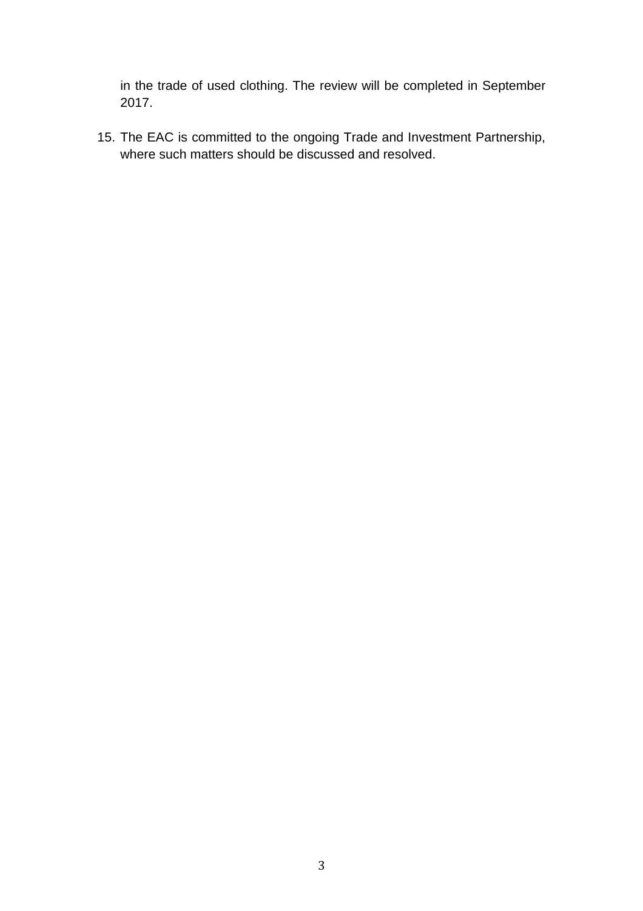in the trade of used clothing. The review will be completed in September 2017.

15. The EAC is committed to the ongoing Trade and Investment Partnership, where such matters should be discussed and resolved.